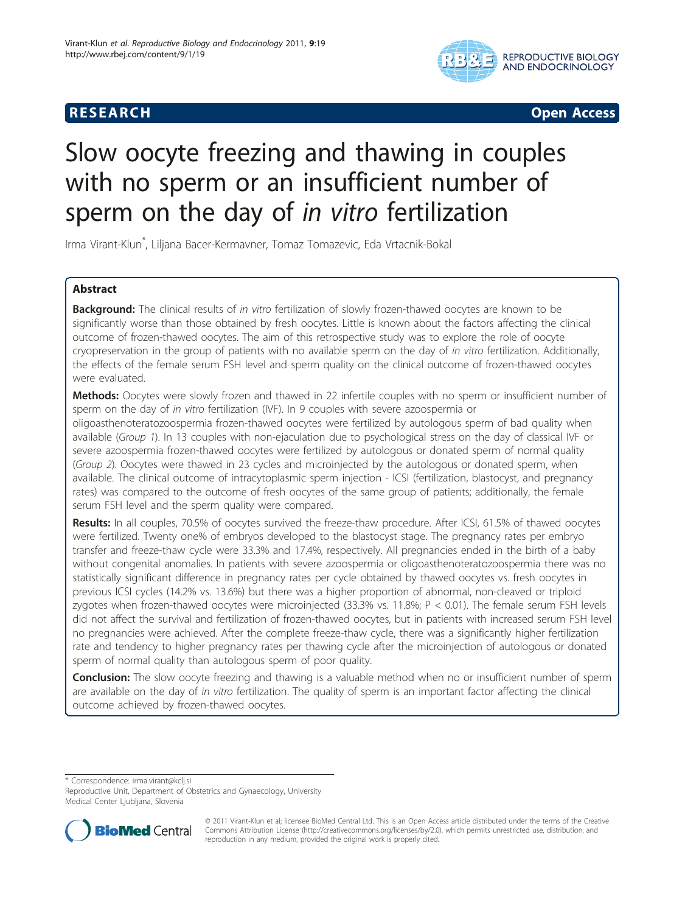**RESEARCH** **Open Access**

# Slow oocyte freezing and thawing in couples with no sperm or an insufficient number of sperm on the day of *in vitro* fertilization

Irma Virant-Klun*, Liljana Bacer-Kermavner, Tomaz Tomazevic, Eda Vrtacnik-Bokal

## Abstract

**Background:** The clinical results of *in vitro* fertilization of slowly frozen-thawed oocytes are known to be significantly worse than those obtained by fresh oocytes. Little is known about the factors affecting the clinical outcome of frozen-thawed oocytes. The aim of this retrospective study was to explore the role of oocyte cryopreservation in the group of patients with no available sperm on the day of *in vitro* fertilization. Additionally, the effects of the female serum FSH level and sperm quality on the clinical outcome of frozen-thawed oocytes were evaluated.

**Methods:** Oocytes were slowly frozen and thawed in 22 infertile couples with no sperm or insufficient number of sperm on the day of *in vitro* fertilization (IVF). In 9 couples with severe azoospermia or oligoasthenoteratozoospermia frozen-thawed oocytes were fertilized by autologous sperm of bad quality when available (*Group 1*). In 13 couples with non-ejaculation due to psychological stress on the day of classical IVF or severe azoospermia frozen-thawed oocytes were fertilized by autologous or donated sperm of normal quality (*Group 2*). Oocytes were thawed in 23 cycles and microinjected by the autologous or donated sperm, when available. The clinical outcome of intracytoplasmic sperm injection - ICSI (fertilization, blastocyst, and pregnancy rates) was compared to the outcome of fresh oocytes of the same group of patients; additionally, the female serum FSH level and the sperm quality were compared.

**Results:** In all couples, 70.5% of oocytes survived the freeze-thaw procedure. After ICSI, 61.5% of thawed oocytes were fertilized. Twenty one% of embryos developed to the blastocyst stage. The pregnancy rates per embryo transfer and freeze-thaw cycle were 33.3% and 17.4%, respectively. All pregnancies ended in the birth of a baby without congenital anomalies. In patients with severe azoospermia or oligoasthenoteratozoospermia there was no statistically significant difference in pregnancy rates per cycle obtained by thawed oocytes vs. fresh oocytes in previous ICSI cycles (14.2% vs. 13.6%) but there was a higher proportion of abnormal, non-cleaved or triploid zygotes when frozen-thawed oocytes were microinjected (33.3% vs. 11.8%; $P < 0.01$). The female serum FSH levels did not affect the survival and fertilization of frozen-thawed oocytes, but in patients with increased serum FSH level no pregnancies were achieved. After the complete freeze-thaw cycle, there was a significantly higher fertilization rate and tendency to higher pregnancy rates per thawing cycle after the microinjection of autologous or donated sperm of normal quality than autologous sperm of poor quality.

**Conclusion:** The slow oocyte freezing and thawing is a valuable method when no or insufficient number of sperm are available on the day of *in vitro* fertilization. The quality of sperm is an important factor affecting the clinical outcome achieved by frozen-thawed oocytes.

\* Correspondence: irma.virant@kclj.si
Reproductive Unit, Department of Obstetrics and Gynaecology, University Medical Center Ljubljana, Slovenia

© 2011 Virant-Klun et al; licensee BioMed Central Ltd. This is an Open Access article distributed under the terms of the Creative Commons Attribution License (http://creativecommons.org/licenses/by/2.0), which permits unrestricted use, distribution, and reproduction in any medium, provided the original work is properly cited.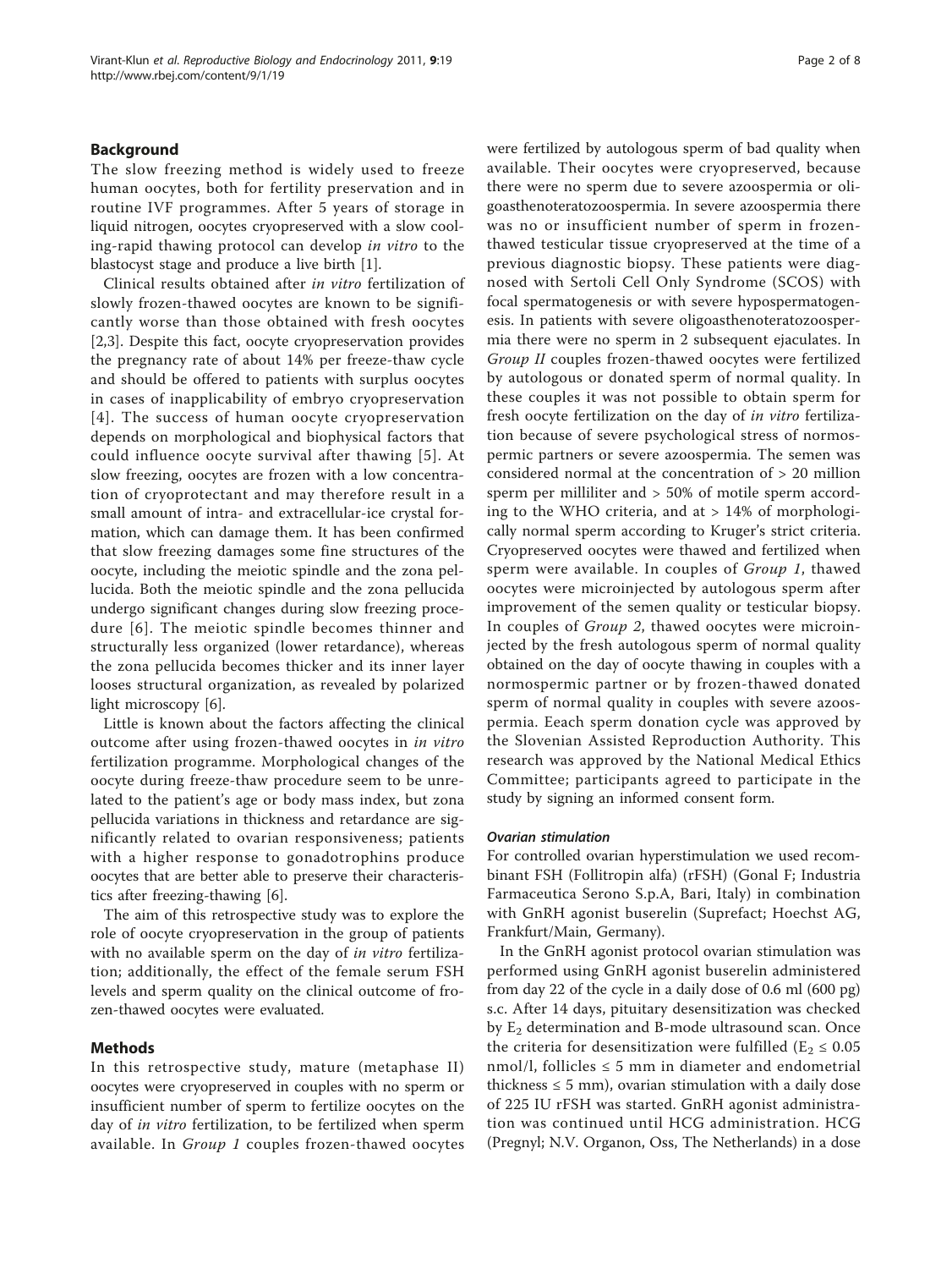## Background

The slow freezing method is widely used to freeze human oocytes, both for fertility preservation and in routine IVF programmes. After 5 years of storage in liquid nitrogen, oocytes cryopreserved with a slow cooling-rapid thawing protocol can develop *in vitro* to the blastocyst stage and produce a live birth [1].

Clinical results obtained after *in vitro* fertilization of slowly frozen-thawed oocytes are known to be significantly worse than those obtained with fresh oocytes [2,3]. Despite this fact, oocyte cryopreservation provides the pregnancy rate of about 14% per freeze-thaw cycle and should be offered to patients with surplus oocytes in cases of inapplicability of embryo cryopreservation [4]. The success of human oocyte cryopreservation depends on morphological and biophysical factors that could influence oocyte survival after thawing [5]. At slow freezing, oocytes are frozen with a low concentration of cryoprotectant and may therefore result in a small amount of intra- and extracellular-ice crystal formation, which can damage them. It has been confirmed that slow freezing damages some fine structures of the oocyte, including the meiotic spindle and the zona pellucida. Both the meiotic spindle and the zona pellucida undergo significant changes during slow freezing procedure [6]. The meiotic spindle becomes thinner and structurally less organized (lower retardance), whereas the zona pellucida becomes thicker and its inner layer looses structural organization, as revealed by polarized light microscopy [6].

Little is known about the factors affecting the clinical outcome after using frozen-thawed oocytes in *in vitro* fertilization programme. Morphological changes of the oocyte during freeze-thaw procedure seem to be unrelated to the patient's age or body mass index, but zona pellucida variations in thickness and retardance are significantly related to ovarian responsiveness; patients with a higher response to gonadotrophins produce oocytes that are better able to preserve their characteristics after freezing-thawing [6].

The aim of this retrospective study was to explore the role of oocyte cryopreservation in the group of patients with no available sperm on the day of *in vitro* fertilization; additionally, the effect of the female serum FSH levels and sperm quality on the clinical outcome of frozen-thawed oocytes were evaluated.

## Methods

In this retrospective study, mature (metaphase II) oocytes were cryopreserved in couples with no sperm or insufficient number of sperm to fertilize oocytes on the day of *in vitro* fertilization, to be fertilized when sperm available. In *Group 1* couples frozen-thawed oocytes were fertilized by autologous sperm of bad quality when available. Their oocytes were cryopreserved, because there were no sperm due to severe azoospermia or oligoasthenoteratozoospermia. In severe azoospermia there was no or insufficient number of sperm in frozen-thawed testicular tissue cryopreserved at the time of a previous diagnostic biopsy. These patients were diagnosed with Sertoli Cell Only Syndrome (SCOS) with focal spermatogenesis or with severe hypospermatogenesis. In patients with severe oligoasthenoteratozoospermia there were no sperm in 2 subsequent ejaculates. In *Group II* couples frozen-thawed oocytes were fertilized by autologous or donated sperm of normal quality. In these couples it was not possible to obtain sperm for fresh oocyte fertilization on the day of *in vitro* fertilization because of severe psychological stress of normospermic partners or severe azoospermia. The semen was considered normal at the concentration of > 20 million sperm per milliliter and > 50% of motile sperm according to the WHO criteria, and at > 14% of morphologically normal sperm according to Kruger's strict criteria. Cryopreserved oocytes were thawed and fertilized when sperm were available. In couples of *Group 1*, thawed oocytes were microinjected by autologous sperm after improvement of the semen quality or testicular biopsy. In couples of *Group 2*, thawed oocytes were microinjected by the fresh autologous sperm of normal quality obtained on the day of oocyte thawing in couples with a normospermic partner or by frozen-thawed donated sperm of normal quality in couples with severe azoospermia. Eeach sperm donation cycle was approved by the Slovenian Assisted Reproduction Authority. This research was approved by the National Medical Ethics Committee; participants agreed to participate in the study by signing an informed consent form.

### Ovarian stimulation

For controlled ovarian hyperstimulation we used recombinant FSH (Follitropin alfa) (rFSH) (Gonal F; Industria Farmaceutica Serono S.p.A, Bari, Italy) in combination with GnRH agonist buserelin (Suprefact; Hoechst AG, Frankfurt/Main, Germany).

In the GnRH agonist protocol ovarian stimulation was performed using GnRH agonist buserelin administered from day 22 of the cycle in a daily dose of 0.6 ml (600 pg) s.c. After 14 days, pituitary desensitization was checked by $E_2$ determination and B-mode ultrasound scan. Once the criteria for desensitization were fulfilled ($E_2 \leq 0.05$ nmol/l, follicles ≤ 5 mm in diameter and endometrial thickness ≤ 5 mm), ovarian stimulation with a daily dose of 225 IU rFSH was started. GnRH agonist administration was continued until HCG administration. HCG (Pregnyl; N.V. Organon, Oss, The Netherlands) in a dose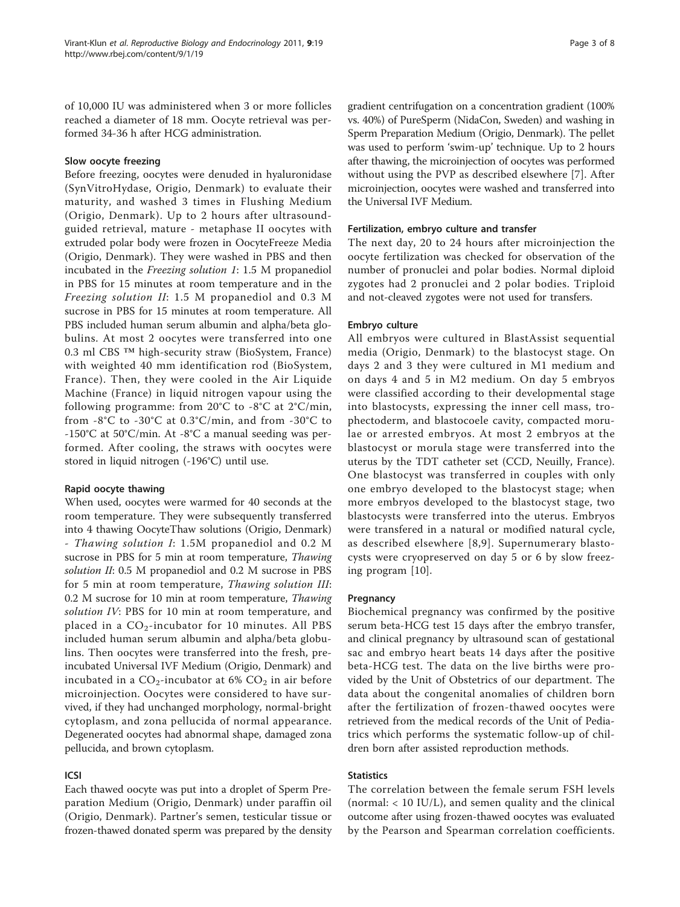of 10,000 IU was administered when 3 or more follicles reached a diameter of 18 mm. Oocyte retrieval was performed 34-36 h after HCG administration.

### Slow oocyte freezing

Before freezing, oocytes were denuded in hyaluronidase (SynVitroHydase, Origio, Denmark) to evaluate their maturity, and washed 3 times in Flushing Medium (Origio, Denmark). Up to 2 hours after ultrasound-guided retrieval, mature - metaphase II oocytes with extruded polar body were frozen in OocyteFreeze Media (Origio, Denmark). They were washed in PBS and then incubated in the *Freezing solution 1*: 1.5 M propanediol in PBS for 15 minutes at room temperature and in the *Freezing solution II*: 1.5 M propanediol and 0.3 M sucrose in PBS for 15 minutes at room temperature. All PBS included human serum albumin and alpha/beta globulins. At most 2 oocytes were transferred into one 0.3 ml CBS ™ high-security straw (BioSystem, France) with weighted 40 mm identification rod (BioSystem, France). Then, they were cooled in the Air Liquide Machine (France) in liquid nitrogen vapour using the following programme: from 20°C to -8°C at 2°C/min, from -8°C to -30°C at 0.3°C/min, and from -30°C to -150°C at 50°C/min. At -8°C a manual seeding was performed. After cooling, the straws with oocytes were stored in liquid nitrogen (-196°C) until use.

### Rapid oocyte thawing

When used, oocytes were warmed for 40 seconds at the room temperature. They were subsequently transferred into 4 thawing OocyteThaw solutions (Origio, Denmark) - *Thawing solution I*: 1.5M propanediol and 0.2 M sucrose in PBS for 5 min at room temperature, *Thawing solution II*: 0.5 M propanediol and 0.2 M sucrose in PBS for 5 min at room temperature, *Thawing solution III*: 0.2 M sucrose for 10 min at room temperature, *Thawing solution IV*: PBS for 10 min at room temperature, and placed in a $CO_2$-incubator for 10 minutes. All PBS included human serum albumin and alpha/beta globulins. Then oocytes were transferred into the fresh, pre-incubated Universal IVF Medium (Origio, Denmark) and incubated in a $CO_2$-incubator at 6% $CO_2$ in air before microinjection. Oocytes were considered to have survived, if they had unchanged morphology, normal-bright cytoplasm, and zona pellucida of normal appearance. Degenerated oocytes had abnormal shape, damaged zona pellucida, and brown cytoplasm.

### ICSI

Each thawed oocyte was put into a droplet of Sperm Preparation Medium (Origio, Denmark) under paraffin oil (Origio, Denmark). Partner's semen, testicular tissue or frozen-thawed donated sperm was prepared by the density gradient centrifugation on a concentration gradient (100% vs. 40%) of PureSperm (NidaCon, Sweden) and washing in Sperm Preparation Medium (Origio, Denmark). The pellet was used to perform 'swim-up' technique. Up to 2 hours after thawing, the microinjection of oocytes was performed without using the PVP as described elsewhere [7]. After microinjection, oocytes were washed and transferred into the Universal IVF Medium.

### Fertilization, embryo culture and transfer

The next day, 20 to 24 hours after microinjection the oocyte fertilization was checked for observation of the number of pronuclei and polar bodies. Normal diploid zygotes had 2 pronuclei and 2 polar bodies. Triploid and not-cleaved zygotes were not used for transfers.

### Embryo culture

All embryos were cultured in BlastAssist sequential media (Origio, Denmark) to the blastocyst stage. On days 2 and 3 they were cultured in M1 medium and on days 4 and 5 in M2 medium. On day 5 embryos were classified according to their developmental stage into blastocysts, expressing the inner cell mass, trophectoderm, and blastocoele cavity, compacted morulae or arrested embryos. At most 2 embryos at the blastocyst or morula stage were transferred into the uterus by the TDT catheter set (CCD, Neuilly, France). One blastocyst was transferred in couples with only one embryo developed to the blastocyst stage; when more embryos developed to the blastocyst stage, two blastocysts were transferred into the uterus. Embryos were transfered in a natural or modified natural cycle, as described elsewhere [8,9]. Supernumerary blastocysts were cryopreserved on day 5 or 6 by slow freezing program [10].

### Pregnancy

Biochemical pregnancy was confirmed by the positive serum beta-HCG test 15 days after the embryo transfer, and clinical pregnancy by ultrasound scan of gestational sac and embryo heart beats 14 days after the positive beta-HCG test. The data on the live births were provided by the Unit of Obstetrics of our department. The data about the congenital anomalies of children born after the fertilization of frozen-thawed oocytes were retrieved from the medical records of the Unit of Pediatrics which performs the systematic follow-up of children born after assisted reproduction methods.

### Statistics

The correlation between the female serum FSH levels (normal: < 10 IU/L), and semen quality and the clinical outcome after using frozen-thawed oocytes was evaluated by the Pearson and Spearman correlation coefficients.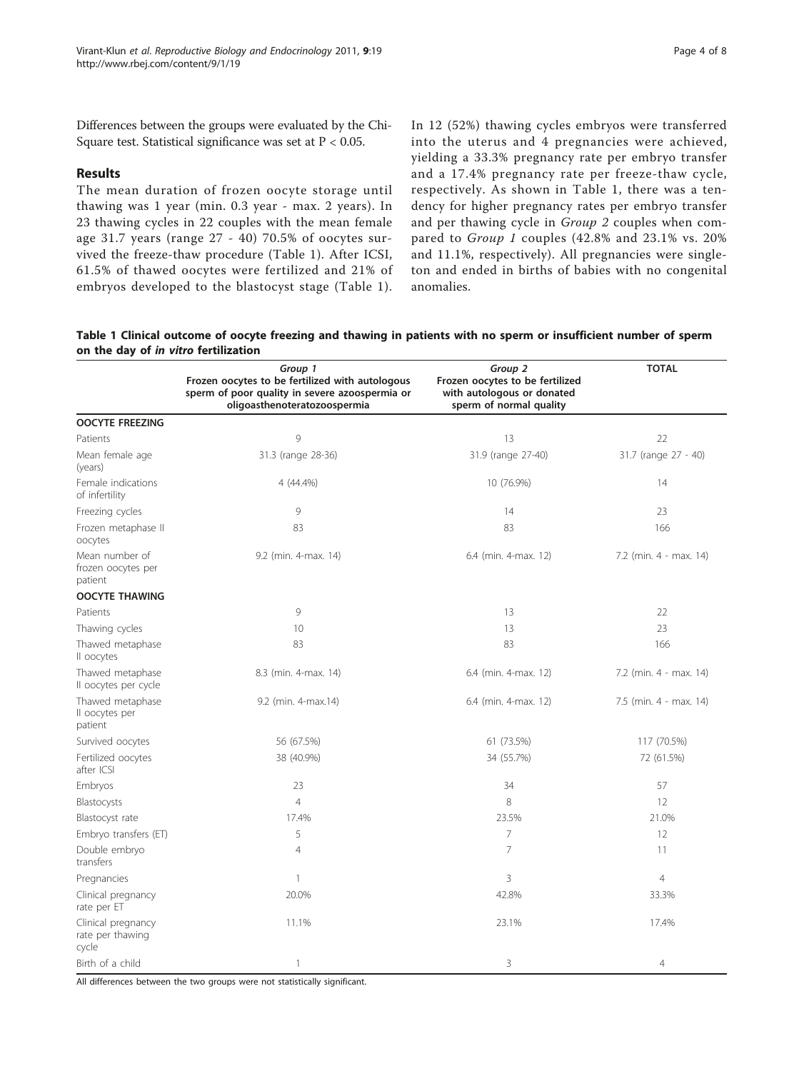Differences between the groups were evaluated by the Chi-Square test. Statistical significance was set at $P < 0.05$.

## Results

The mean duration of frozen oocyte storage until thawing was 1 year (min. 0.3 year - max. 2 years). In 23 thawing cycles in 22 couples with the mean female age 31.7 years (range 27 - 40) 70.5% of oocytes survived the freeze-thaw procedure (Table 1). After ICSI, 61.5% of thawed oocytes were fertilized and 21% of embryos developed to the blastocyst stage (Table 1). In 12 (52%) thawing cycles embryos were transferred into the uterus and 4 pregnancies were achieved, yielding a 33.3% pregnancy rate per embryo transfer and a 17.4% pregnancy rate per freeze-thaw cycle, respectively. As shown in Table 1, there was a tendency for higher pregnancy rates per embryo transfer and per thawing cycle in *Group 2* couples when compared to *Group 1* couples (42.8% and 23.1% vs. 20% and 11.1%, respectively). All pregnancies were singleton and ended in births of babies with no congenital anomalies.

**Table 1 Clinical outcome of oocyte freezing and thawing in patients with no sperm or insufficient number of sperm on the day of *in vitro* fertilization**

| | *Group 1* Frozen oocytes to be fertilized with autologous sperm of poor quality in severe azoospermia or oligoasthenoteratozoospermia | *Group 2* Frozen oocytes to be fertilized with autologous or donated sperm of normal quality | TOTAL |
|---|---|---|---|
| **OOCYTE FREEZING** | | | |
| Patients | 9 | 13 | 22 |
| Mean female age (years) | 31.3 (range 28-36) | 31.9 (range 27-40) | 31.7 (range 27 - 40) |
| Female indications of infertility | 4 (44.4%) | 10 (76.9%) | 14 |
| Freezing cycles | 9 | 14 | 23 |
| Frozen metaphase II oocytes | 83 | 83 | 166 |
| Mean number of frozen oocytes per patient | 9.2 (min. 4-max. 14) | 6.4 (min. 4-max. 12) | 7.2 (min. 4 - max. 14) |
| **OOCYTE THAWING** | | | |
| Patients | 9 | 13 | 22 |
| Thawing cycles | 10 | 13 | 23 |
| Thawed metaphase II oocytes | 83 | 83 | 166 |
| Thawed metaphase II oocytes per cycle | 8.3 (min. 4-max. 14) | 6.4 (min. 4-max. 12) | 7.2 (min. 4 - max. 14) |
| Thawed metaphase II oocytes per patient | 9.2 (min. 4-max.14) | 6.4 (min. 4-max. 12) | 7.5 (min. 4 - max. 14) |
| Survived oocytes | 56 (67.5%) | 61 (73.5%) | 117 (70.5%) |
| Fertilized oocytes after ICSI | 38 (40.9%) | 34 (55.7%) | 72 (61.5%) |
| Embryos | 23 | 34 | 57 |
| Blastocysts | 4 | 8 | 12 |
| Blastocyst rate | 17.4% | 23.5% | 21.0% |
| Embryo transfers (ET) | 5 | 7 | 12 |
| Double embryo transfers | 4 | 7 | 11 |
| Pregnancies | 1 | 3 | 4 |
| Clinical pregnancy rate per ET | 20.0% | 42.8% | 33.3% |
| Clinical pregnancy rate per thawing cycle | 11.1% | 23.1% | 17.4% |
| Birth of a child | 1 | 3 | 4 |

All differences between the two groups were not statistically significant.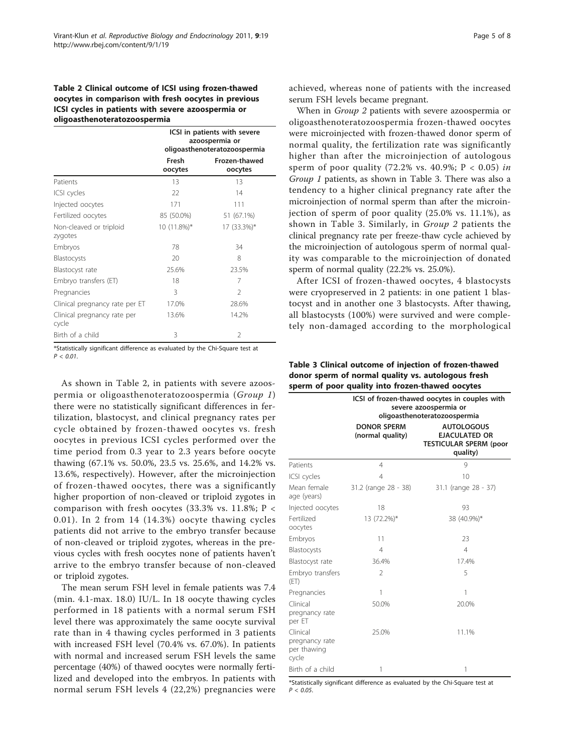**Table 2 Clinical outcome of ICSI using frozen-thawed oocytes in comparison with fresh oocytes in previous ICSI cycles in patients with severe azoospermia or oligoasthenoteratozoospermia**

| | ICSI in patients with severe azoospermia or oligoasthenoteratozoospermia | |
|---|---|---|
| | Fresh oocytes | Frozen-thawed oocytes |
| Patients | 13 | 13 |
| ICSI cycles | 22 | 14 |
| Injected oocytes | 171 | 111 |
| Fertilized oocytes | 85 (50.0%) | 51 (67.1%) |
| Non-cleaved or triploid zygotes | 10 (11.8%)* | 17 (33.3%)* |
| Embryos | 78 | 34 |
| Blastocysts | 20 | 8 |
| Blastocyst rate | 25.6% | 23.5% |
| Embryo transfers (ET) | 18 | 7 |
| Pregnancies | 3 | 2 |
| Clinical pregnancy rate per ET | 17.0% | 28.6% |
| Clinical pregnancy rate per cycle | 13.6% | 14.2% |
| Birth of a child | 3 | 2 |

*Statistically significant difference as evaluated by the Chi-Square test at $P < 0.01$.

As shown in Table 2, in patients with severe azoospermia or oligoasthenoteratozoospermia (*Group 1*) there were no statistically significant differences in fertilization, blastocyst, and clinical pregnancy rates per cycle obtained by frozen-thawed oocytes vs. fresh oocytes in previous ICSI cycles performed over the time period from 0.3 year to 2.3 years before oocyte thawing (67.1% vs. 50.0%, 23.5 vs. 25.6%, and 14.2% vs. 13.6%, respectively). However, after the microinjection of frozen-thawed oocytes, there was a significantly higher proportion of non-cleaved or triploid zygotes in comparison with fresh oocytes (33.3% vs. 11.8%; $P < 0.01$). In 2 from 14 (14.3%) oocyte thawing cycles patients did not arrive to the embryo transfer because of non-cleaved or triploid zygotes, whereas in the previous cycles with fresh oocytes none of patients haven't arrive to the embryo transfer because of non-cleaved or triploid zygotes.

The mean serum FSH level in female patients was 7.4 (min. 4.1-max. 18.0) IU/L. In 18 oocyte thawing cycles performed in 18 patients with a normal serum FSH level there was approximately the same oocyte survival rate than in 4 thawing cycles performed in 3 patients with increased FSH level (70.4% vs. 67.0%). In patients with normal and increased serum FSH levels the same percentage (40%) of thawed oocytes were normally fertilized and developed into the embryos. In patients with normal serum FSH levels 4 (22,2%) pregnancies were achieved, whereas none of patients with the increased serum FSH levels became pregnant.

When in *Group 2* patients with severe azoospermia or oligoasthenoteratozoospermia frozen-thawed oocytes were microinjected with frozen-thawed donor sperm of normal quality, the fertilization rate was significantly higher than after the microinjection of autologous sperm of poor quality (72.2% vs. 40.9%; $P < 0.05$) *in Group 1* patients, as shown in Table 3. There was also a tendency to a higher clinical pregnancy rate after the microinjection of normal sperm than after the microinjection of sperm of poor quality (25.0% vs. 11.1%), as shown in Table 3. Similarly, in *Group 2* patients the clinical pregnancy rate per freeze-thaw cycle achieved by the microinjection of autologous sperm of normal quality was comparable to the microinjection of donated sperm of normal quality (22.2% vs. 25.0%).

After ICSI of frozen-thawed oocytes, 4 blastocysts were cryopreserved in 2 patients: in one patient 1 blastocyst and in another one 3 blastocysts. After thawing, all blastocysts (100%) were survived and were completely non-damaged according to the morphological

**Table 3 Clinical outcome of injection of frozen-thawed donor sperm of normal quality vs. autologous fresh sperm of poor quality into frozen-thawed oocytes**

| | ICSI of frozen-thawed oocytes in couples with severe azoospermia or oligoasthenoteratozoospermia | |
|---|---|---|
| | DONOR SPERM (normal quality) | AUTOLOGOUS EJACULATED OR TESTICULAR SPERM (poor quality) |
| Patients | 4 | 9 |
| ICSI cycles | 4 | 10 |
| Mean female age (years) | 31.2 (range 28 - 38) | 31.1 (range 28 - 37) |
| Injected oocytes | 18 | 93 |
| Fertilized oocytes | 13 (72.2%)* | 38 (40.9%)* |
| Embryos | 11 | 23 |
| Blastocysts | 4 | 4 |
| Blastocyst rate | 36.4% | 17.4% |
| Embryo transfers (ET) | 2 | 5 |
| Pregnancies | 1 | 1 |
| Clinical pregnancy rate per ET | 50.0% | 20.0% |
| Clinical pregnancy rate per thawing cycle | 25.0% | 11.1% |
| Birth of a child | 1 | 1 |

*Statistically significant difference as evaluated by the Chi-Square test at $P < 0.05$.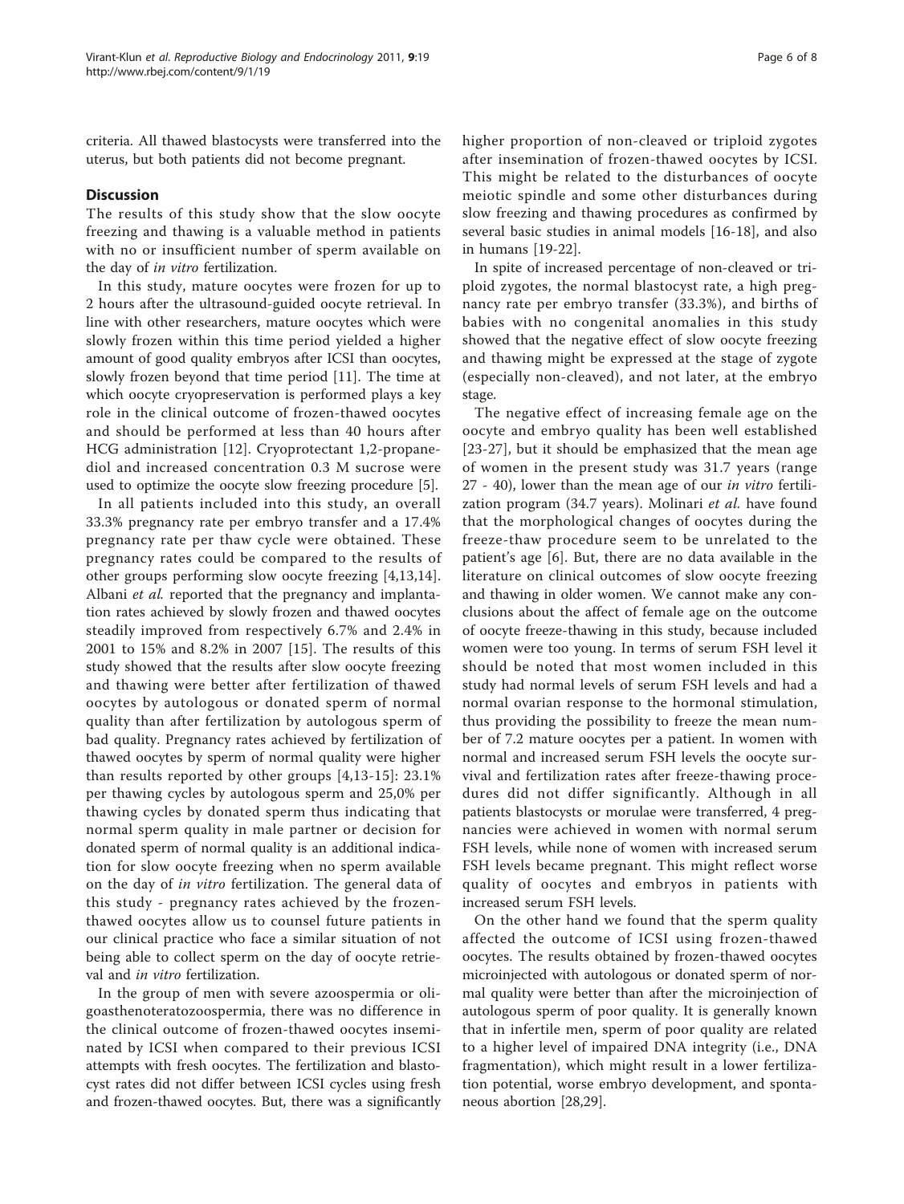criteria. All thawed blastocysts were transferred into the uterus, but both patients did not become pregnant.

## Discussion

The results of this study show that the slow oocyte freezing and thawing is a valuable method in patients with no or insufficient number of sperm available on the day of *in vitro* fertilization.

In this study, mature oocytes were frozen for up to 2 hours after the ultrasound-guided oocyte retrieval. In line with other researchers, mature oocytes which were slowly frozen within this time period yielded a higher amount of good quality embryos after ICSI than oocytes, slowly frozen beyond that time period [11]. The time at which oocyte cryopreservation is performed plays a key role in the clinical outcome of frozen-thawed oocytes and should be performed at less than 40 hours after HCG administration [12]. Cryoprotectant 1,2-propanediol and increased concentration 0.3 M sucrose were used to optimize the oocyte slow freezing procedure [5].

In all patients included into this study, an overall 33.3% pregnancy rate per embryo transfer and a 17.4% pregnancy rate per thaw cycle were obtained. These pregnancy rates could be compared to the results of other groups performing slow oocyte freezing [4,13,14]. Albani *et al.* reported that the pregnancy and implantation rates achieved by slowly frozen and thawed oocytes steadily improved from respectively 6.7% and 2.4% in 2001 to 15% and 8.2% in 2007 [15]. The results of this study showed that the results after slow oocyte freezing and thawing were better after fertilization of thawed oocytes by autologous or donated sperm of normal quality than after fertilization by autologous sperm of bad quality. Pregnancy rates achieved by fertilization of thawed oocytes by sperm of normal quality were higher than results reported by other groups [4,13-15]: 23.1% per thawing cycles by autologous sperm and 25,0% per thawing cycles by donated sperm thus indicating that normal sperm quality in male partner or decision for donated sperm of normal quality is an additional indication for slow oocyte freezing when no sperm available on the day of *in vitro* fertilization. The general data of this study - pregnancy rates achieved by the frozen-thawed oocytes allow us to counsel future patients in our clinical practice who face a similar situation of not being able to collect sperm on the day of oocyte retrieval and *in vitro* fertilization.

In the group of men with severe azoospermia or oligoasthenoteratozoospermia, there was no difference in the clinical outcome of frozen-thawed oocytes inseminated by ICSI when compared to their previous ICSI attempts with fresh oocytes. The fertilization and blastocyst rates did not differ between ICSI cycles using fresh and frozen-thawed oocytes. But, there was a significantly higher proportion of non-cleaved or triploid zygotes after insemination of frozen-thawed oocytes by ICSI. This might be related to the disturbances of oocyte meiotic spindle and some other disturbances during slow freezing and thawing procedures as confirmed by several basic studies in animal models [16-18], and also in humans [19-22].

In spite of increased percentage of non-cleaved or triploid zygotes, the normal blastocyst rate, a high pregnancy rate per embryo transfer (33.3%), and births of babies with no congenital anomalies in this study showed that the negative effect of slow oocyte freezing and thawing might be expressed at the stage of zygote (especially non-cleaved), and not later, at the embryo stage.

The negative effect of increasing female age on the oocyte and embryo quality has been well established [23-27], but it should be emphasized that the mean age of women in the present study was 31.7 years (range 27 - 40), lower than the mean age of our *in vitro* fertilization program (34.7 years). Molinari *et al.* have found that the morphological changes of oocytes during the freeze-thaw procedure seem to be unrelated to the patient's age [6]. But, there are no data available in the literature on clinical outcomes of slow oocyte freezing and thawing in older women. We cannot make any conclusions about the affect of female age on the outcome of oocyte freeze-thawing in this study, because included women were too young. In terms of serum FSH level it should be noted that most women included in this study had normal levels of serum FSH levels and had a normal ovarian response to the hormonal stimulation, thus providing the possibility to freeze the mean number of 7.2 mature oocytes per a patient. In women with normal and increased serum FSH levels the oocyte survival and fertilization rates after freeze-thawing procedures did not differ significantly. Although in all patients blastocysts or morulae were transferred, 4 pregnancies were achieved in women with normal serum FSH levels, while none of women with increased serum FSH levels became pregnant. This might reflect worse quality of oocytes and embryos in patients with increased serum FSH levels.

On the other hand we found that the sperm quality affected the outcome of ICSI using frozen-thawed oocytes. The results obtained by frozen-thawed oocytes microinjected with autologous or donated sperm of normal quality were better than after the microinjection of autologous sperm of poor quality. It is generally known that in infertile men, sperm of poor quality are related to a higher level of impaired DNA integrity (i.e., DNA fragmentation), which might result in a lower fertilization potential, worse embryo development, and spontaneous abortion [28,29].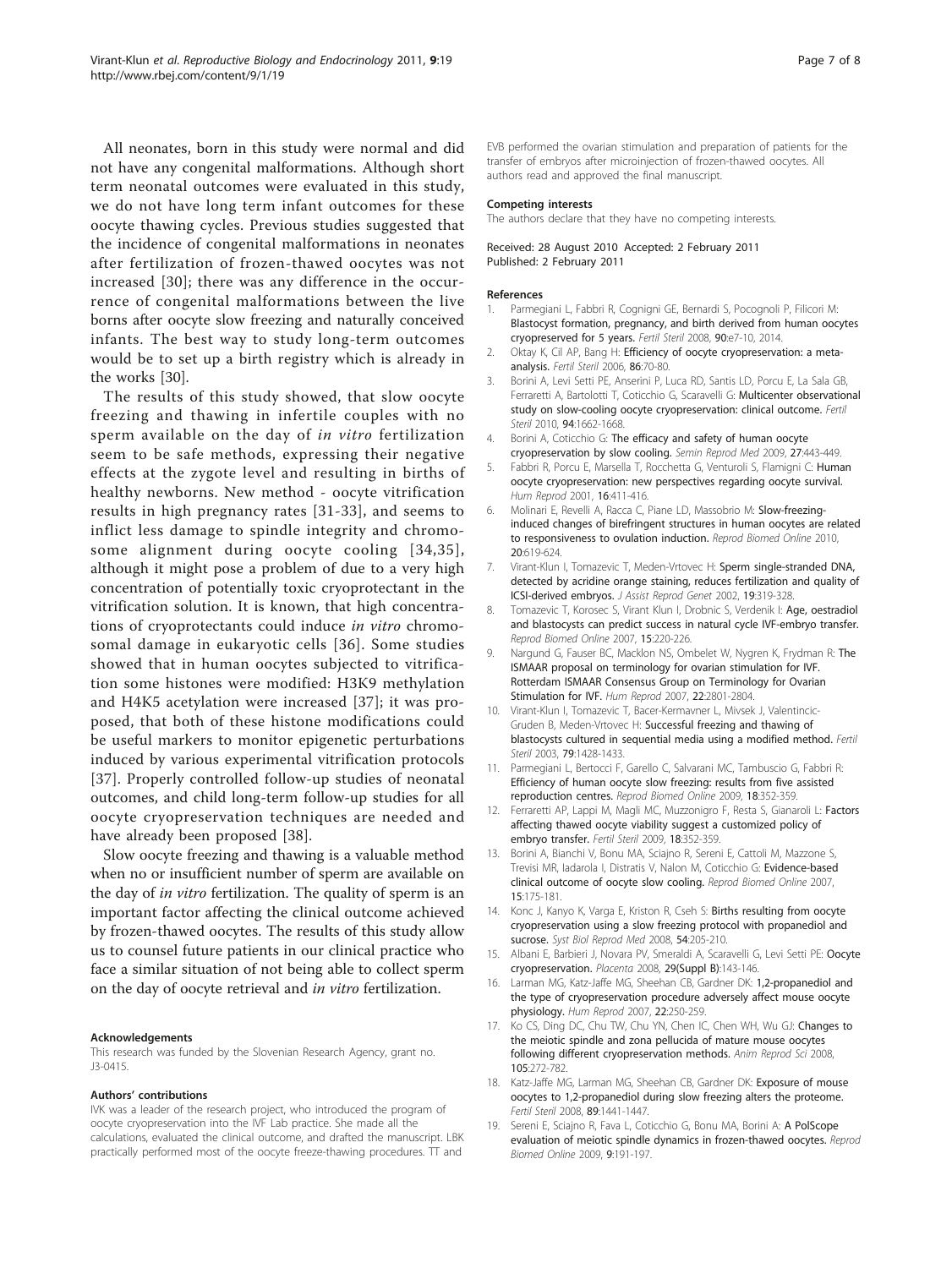All neonates, born in this study were normal and did not have any congenital malformations. Although short term neonatal outcomes were evaluated in this study, we do not have long term infant outcomes for these oocyte thawing cycles. Previous studies suggested that the incidence of congenital malformations in neonates after fertilization of frozen-thawed oocytes was not increased [30]; there was any difference in the occurrence of congenital malformations between the live borns after oocyte slow freezing and naturally conceived infants. The best way to study long-term outcomes would be to set up a birth registry which is already in the works [30].

The results of this study showed, that slow oocyte freezing and thawing in infertile couples with no sperm available on the day of *in vitro* fertilization seem to be safe methods, expressing their negative effects at the zygote level and resulting in births of healthy newborns. New method - oocyte vitrification results in high pregnancy rates [31-33], and seems to inflict less damage to spindle integrity and chromosome alignment during oocyte cooling [34,35], although it might pose a problem of due to a very high concentration of potentially toxic cryoprotectant in the vitrification solution. It is known, that high concentrations of cryoprotectants could induce *in vitro* chromosomal damage in eukaryotic cells [36]. Some studies showed that in human oocytes subjected to vitrification some histones were modified: H3K9 methylation and H4K5 acetylation were increased [37]; it was proposed, that both of these histone modifications could be useful markers to monitor epigenetic perturbations induced by various experimental vitrification protocols [37]. Properly controlled follow-up studies of neonatal outcomes, and child long-term follow-up studies for all oocyte cryopreservation techniques are needed and have already been proposed [38].

Slow oocyte freezing and thawing is a valuable method when no or insufficient number of sperm are available on the day of *in vitro* fertilization. The quality of sperm is an important factor affecting the clinical outcome achieved by frozen-thawed oocytes. The results of this study allow us to counsel future patients in our clinical practice who face a similar situation of not being able to collect sperm on the day of oocyte retrieval and *in vitro* fertilization.

#### Acknowledgements

This research was funded by the Slovenian Research Agency, grant no. J3-0415.

#### Authors' contributions

IVK was a leader of the research project, who introduced the program of oocyte cryopreservation into the IVF Lab practice. She made all the calculations, evaluated the clinical outcome, and drafted the manuscript. LBK practically performed most of the oocyte freeze-thawing procedures. TT and EVB performed the ovarian stimulation and preparation of patients for the transfer of embryos after microinjection of frozen-thawed oocytes. All authors read and approved the final manuscript.

#### Competing interests

The authors declare that they have no competing interests.

Received: 28 August 2010 Accepted: 2 February 2011
Published: 2 February 2011

#### References

1. Parmegiani L, Fabbri R, Cognigni GE, Bernardi S, Pocognoli P, Filicori M: **Blastocyst formation, pregnancy, and birth derived from human oocytes cryopreserved for 5 years.** *Fertil Steril* 2008, **90**:e7-10, 2014.
2. Oktay K, Cil AP, Bang H: **Efficiency of oocyte cryopreservation: a meta-analysis.** *Fertil Steril* 2006, **86**:70-80.
3. Borini A, Levi Setti PE, Anserini P, Luca RD, Santis LD, Porcu E, La Sala GB, Ferraretti A, Bartolotti T, Coticchio G, Scaravelli G: **Multicenter observational study on slow-cooling oocyte cryopreservation: clinical outcome.** *Fertil Steril* 2010, **94**:1662-1668.
4. Borini A, Coticchio G: **The efficacy and safety of human oocyte cryopreservation by slow cooling.** *Semin Reprod Med* 2009, **27**:443-449.
5. Fabbri R, Porcu E, Marsella T, Rocchetta G, Venturoli S, Flamigni C: **Human oocyte cryopreservation: new perspectives regarding oocyte survival.** *Hum Reprod* 2001, **16**:411-416.
6. Molinari E, Revelli A, Racca C, Piane LD, Massobrio M: **Slow-freezing-induced changes of birefringent structures in human oocytes are related to responsiveness to ovulation induction.** *Reprod Biomed Online* 2010, **20**:619-624.
7. Virant-Klun I, Tomazevic T, Meden-Vrtovec H: **Sperm single-stranded DNA, detected by acridine orange staining, reduces fertilization and quality of ICSI-derived embryos.** *J Assist Reprod Genet* 2002, **19**:319-328.
8. Tomazevic T, Korosec S, Virant Klun I, Drobnic S, Verdenik I: **Age, oestradiol and blastocysts can predict success in natural cycle IVF-embryo transfer.** *Reprod Biomed Online* 2007, **15**:220-226.
9. Nargund G, Fauser BC, Macklon NS, Ombelet W, Nygren K, Frydman R: **The ISMAAR proposal on terminology for ovarian stimulation for IVF. Rotterdam ISMAAR Consensus Group on Terminology for Ovarian Stimulation for IVF.** *Hum Reprod* 2007, **22**:2801-2804.
10. Virant-Klun I, Tomazevic T, Bacer-Kermavner L, Mivsek J, Valentincic-Gruden B, Meden-Vrtovec H: **Successful freezing and thawing of blastocysts cultured in sequential media using a modified method.** *Fertil Steril* 2003, **79**:1428-1433.
11. Parmegiani L, Bertocci F, Garello C, Salvarani MC, Tambuscio G, Fabbri R: **Efficiency of human oocyte slow freezing: results from five assisted reproduction centres.** *Reprod Biomed Online* 2009, **18**:352-359.
12. Ferraretti AP, Lappi M, Magli MC, Muzzonigro F, Resta S, Gianaroli L: **Factors affecting thawed oocyte viability suggest a customized policy of embryo transfer.** *Fertil Steril* 2009, **18**:352-359.
13. Borini A, Bianchi V, Bonu MA, Sciajno R, Sereni E, Cattoli M, Mazzone S, Trevisi MR, Iadarola I, Distratis V, Nalon M, Coticchio G: **Evidence-based clinical outcome of oocyte slow cooling.** *Reprod Biomed Online* 2007, **15**:175-181.
14. Konc J, Kanyo K, Varga E, Kriston R, Cseh S: **Births resulting from oocyte cryopreservation using a slow freezing protocol with propanediol and sucrose.** *Syst Biol Reprod Med* 2008, **54**:205-210.
15. Albani E, Barbieri J, Novara PV, Smeraldi A, Scaravelli G, Levi Setti PE: **Oocyte cryopreservation.** *Placenta* 2008, **29(Suppl B)**:143-146.
16. Larman MG, Katz-Jaffe MG, Sheehan CB, Gardner DK: **1,2-propanediol and the type of cryopreservation procedure adversely affect mouse oocyte physiology.** *Hum Reprod* 2007, **22**:250-259.
17. Ko CS, Ding DC, Chu TW, Chu YN, Chen IC, Chen WH, Wu GJ: **Changes to the meiotic spindle and zona pellucida of mature mouse oocytes following different cryopreservation methods.** *Anim Reprod Sci* 2008, **105**:272-782.
18. Katz-Jaffe MG, Larman MG, Sheehan CB, Gardner DK: **Exposure of mouse oocytes to 1,2-propanediol during slow freezing alters the proteome.** *Fertil Steril* 2008, **89**:1441-1447.
19. Sereni E, Sciajno R, Fava L, Coticchio G, Bonu MA, Borini A: **A PolScope evaluation of meiotic spindle dynamics in frozen-thawed oocytes.** *Reprod Biomed Online* 2009, **9**:191-197.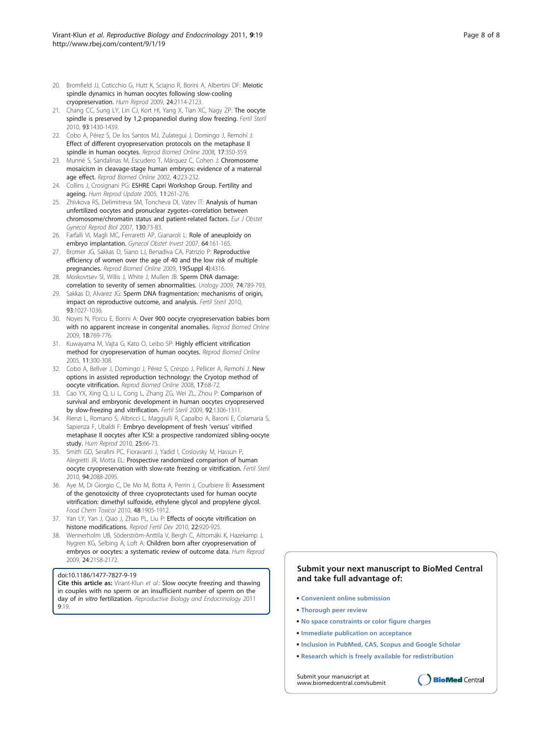20. Bromfield JJ, Coticchio G, Hutt K, Sciajno R, Borini A, Albertini DF: **Meiotic spindle dynamics in human oocytes following slow-cooling cryopreservation.** *Hum Reprod* 2009, **24**:2114-2123.
21. Chang CC, Sung LY, Lin CJ, Kort HI, Yang X, Tian XC, Nagy ZP: **The oocyte spindle is preserved by 1,2-propanediol during slow freezing.** *Fertil Steril* 2010, **93**:1430-1439.
22. Cobo A, Pérez S, De los Santos MJ, Zulategui J, Domingo J, Remohí J: **Effect of different cryopreservation protocols on the metaphase II spindle in human oocytes.** *Reprod Biomed Online* 2008, **17**:350-359.
23. Munné S, Sandalinas M, Escudero T, Márquez C, Cohen J: **Chromosome mosaicism in cleavage-stage human embryos: evidence of a maternal age effect.** *Reprod Biomed Online* 2002, **4**:223-232.
24. Collins J, Crosignani PG: **ESHRE Capri Workshop Group. Fertility and ageing.** *Hum Reprod Update* 2005, **11**:261-276.
25. Zhivkova RS, Delimitreva SM, Toncheva DI, Vatev IT: **Analysis of human unfertilized oocytes and pronuclear zygotes–correlation between chromosome/chromatin status and patient-related factors.** *Eur J Obstet Gynecol Reprod Biol* 2007, **130**:73-83.
26. Farfalli VI, Magli MC, Ferraretti AP, Gianaroli L: **Role of aneuploidy on embryo implantation.** *Gynecol Obstet Invest* 2007, **64**:161-165.
27. Bromer JG, Sakkas D, Siano LJ, Benadiva CA, Patrizio P: **Reproductive efficiency of women over the age of 40 and the low risk of multiple pregnancies.** *Reprod Biomed Online* 2009, **19(Suppl 4)**:4316.
28. Moskovtsev SI, Willis J, White J, Mullen JB: **Sperm DNA damage: correlation to severity of semen abnormalities.** *Urology* 2009, **74**:789-793.
29. Sakkas D, Alvarez JG: **Sperm DNA fragmentation: mechanisms of origin, impact on reproductive outcome, and analysis.** *Fertil Steril* 2010, **93**:1027-1036.
30. Noyes N, Porcu E, Borini A: **Over 900 oocyte cryopreservation babies born with no apparent increase in congenital anomalies.** *Reprod Biomed Online* 2009, **18**:769-776.
31. Kuwayama M, Vajta G, Kato O, Leibo SP: **Highly efficient vitrification method for cryopreservation of human oocytes.** *Reprod Biomed Online* 2005, **11**:300-308.
32. Cobo A, Bellver J, Domingo J, Pérez S, Crespo J, Pellicer A, Remohí J: **New options in assisted reproduction technology: the Cryotop method of oocyte vitrification.** *Reprod Biomed Online* 2008, **17**:68-72.
33. Cao YX, Xing Q, Li L, Cong L, Zhang ZG, Wei ZL, Zhou P: **Comparison of survival and embryonic development in human oocytes cryopreserved by slow-freezing and vitrification.** *Fertil Steril* 2009, **92**:1306-1311.
34. Rienzi L, Romano S, Albricci L, Maggiulli R, Capalbo A, Baroni E, Colamaria S, Sapienza F, Ubaldi F: **Embryo development of fresh 'versus' vitrified metaphase II oocytes after ICSI: a prospective randomized sibling-oocyte study.** *Hum Reprod* 2010, **25**:66-73.
35. Smith GD, Serafini PC, Fioravanti J, Yadid I, Coslovsky M, Hassun P, Alegretti JR, Motta EL: **Prospective randomized comparison of human oocyte cryopreservation with slow-rate freezing or vitrification.** *Fertil Steril* 2010, **94**:2088-2095.
36. Aye M, Di Giorgio C, De Mo M, Botta A, Perrin J, Courbiere B: **Assessment of the genotoxicity of three cryoprotectants used for human oocyte vitrification: dimethyl sulfoxide, ethylene glycol and propylene glycol.** *Food Chem Toxicol* 2010, **48**:1905-1912.
37. Yan LY, Yan J, Qiao J, Zhao PL, Liu P: **Effects of oocyte vitrification on histone modifications.** *Reprod Fertil Dev* 2010, **22**:920-925.
38. Wennerholm UB, Söderström-Anttila V, Bergh C, Aittomäki K, Hazekamp J, Nygren KG, Selbing A, Loft A: **Children born after cryopreservation of embryos or oocytes: a systematic review of outcome data.** *Hum Reprod* 2009, **24**:2158-2172.

doi:10.1186/1477-7827-9-19

**Cite this article as:** Virant-Klun *et al.*: Slow oocyte freezing and thawing in couples with no sperm or an insufficient number of sperm on the day of *in vitro* fertilization. *Reproductive Biology and Endocrinology* 2011 **9**:19.

**Submit your next manuscript to BioMed Central and take full advantage of:**

- Convenient online submission
- Thorough peer review
- No space constraints or color figure charges
- Immediate publication on acceptance
- Inclusion in PubMed, CAS, Scopus and Google Scholar
- Research which is freely available for redistribution

Submit your manuscript at www.biomedcentral.com/submit

BioMed Central